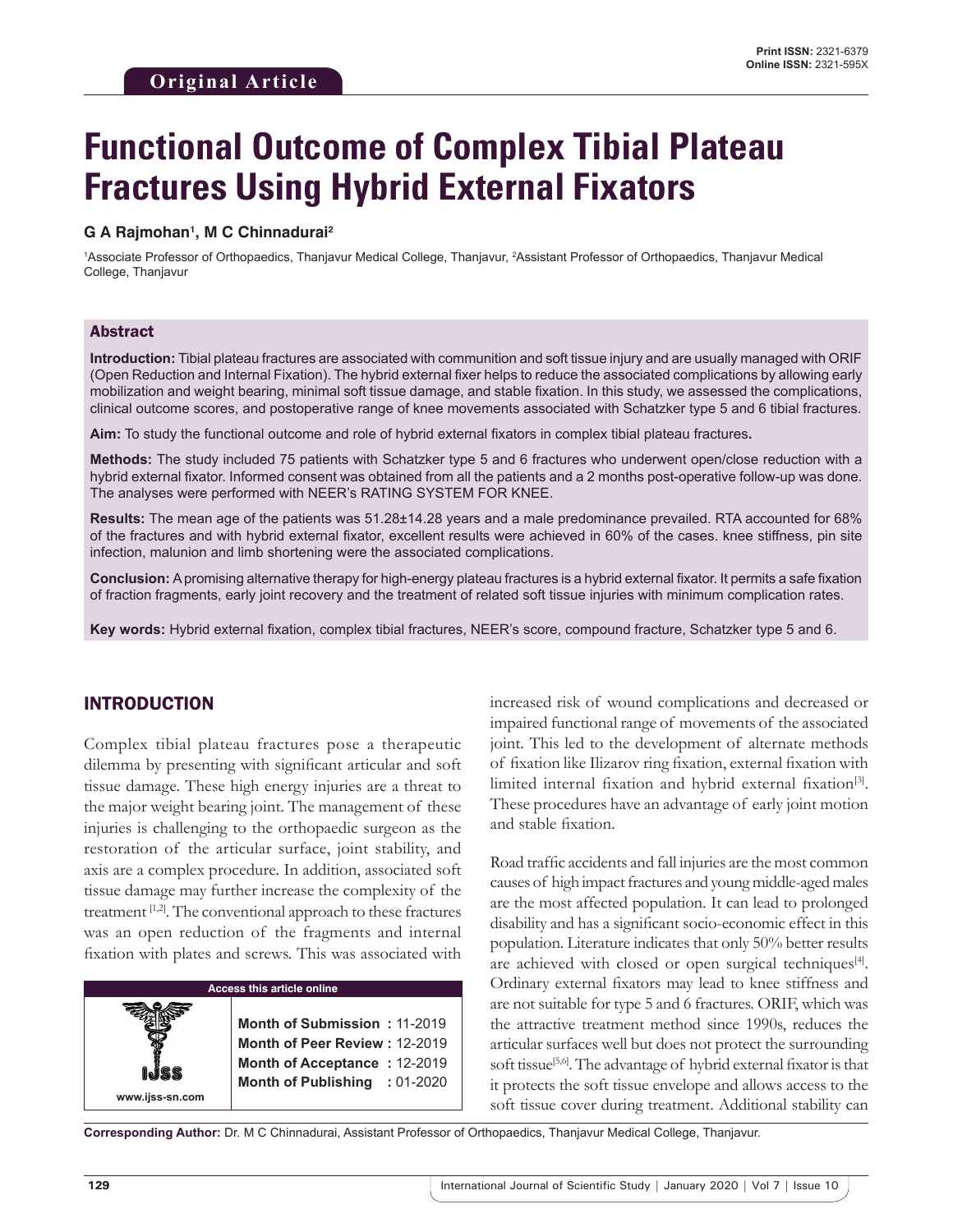**Original Article**

# Functional Outcome of Complex Tibial Plateau Fractures Using Hybrid External Fixators

**G A Rajmohan[1], M C Chinnadurai[2]**

[1]Associate Professor of Orthopaedics, Thanjavur Medical College, Thanjavur, [2]Assistant Professor of Orthopaedics, Thanjavur Medical College, Thanjavur

## Abstract

**Introduction:** Tibial plateau fractures are associated with communition and soft tissue injury and are usually managed with ORIF (Open Reduction and Internal Fixation). The hybrid external fixer helps to reduce the associated complications by allowing early mobilization and weight bearing, minimal soft tissue damage, and stable fixation. In this study, we assessed the complications, clinical outcome scores, and postoperative range of knee movements associated with Schatzker type 5 and 6 tibial fractures.

**Aim:** To study the functional outcome and role of hybrid external fixators in complex tibial plateau fractures**.**

**Methods:** The study included 75 patients with Schatzker type 5 and 6 fractures who underwent open/close reduction with a hybrid external fixator. Informed consent was obtained from all the patients and a 2 months post-operative follow-up was done. The analyses were performed with NEER's RATING SYSTEM FOR KNEE.

**Results:** The mean age of the patients was 51.28±14.28 years and a male predominance prevailed. RTA accounted for 68% of the fractures and with hybrid external fixator, excellent results were achieved in 60% of the cases. knee stiffness, pin site infection, malunion and limb shortening were the associated complications.

**Conclusion:** A promising alternative therapy for high-energy plateau fractures is a hybrid external fixator. It permits a safe fixation of fraction fragments, early joint recovery and the treatment of related soft tissue injuries with minimum complication rates.

**Key words:** Hybrid external fixation, complex tibial fractures, NEER's score, compound fracture, Schatzker type 5 and 6.

## INTRODUCTION

Complex tibial plateau fractures pose a therapeutic dilemma by presenting with significant articular and soft tissue damage. These high energy injuries are a threat to the major weight bearing joint. The management of these injuries is challenging to the orthopaedic surgeon as the restoration of the articular surface, joint stability, and axis are a complex procedure. In addition, associated soft tissue damage may further increase the complexity of the treatment [1,2]. The conventional approach to these fractures was an open reduction of the fragments and internal fixation with plates and screws. This was associated with increased risk of wound complications and decreased or impaired functional range of movements of the associated joint. This led to the development of alternate methods of fixation like Ilizarov ring fixation, external fixation with limited internal fixation and hybrid external fixation[3]. These procedures have an advantage of early joint motion and stable fixation.

Road traffic accidents and fall injuries are the most common causes of high impact fractures and young middle-aged males are the most affected population. It can lead to prolonged disability and has a significant socio-economic effect in this population. Literature indicates that only 50% better results are achieved with closed or open surgical techniques[4]. Ordinary external fixators may lead to knee stiffness and are not suitable for type 5 and 6 fractures. ORIF, which was the attractive treatment method since 1990s, reduces the articular surfaces well but does not protect the surrounding soft tissue[5,6]. The advantage of hybrid external fixator is that it protects the soft tissue envelope and allows access to the soft tissue cover during treatment. Additional stability can

| Access this article online | |
|---|---|
| www.ijss-sn.com | **Month of Submission :** 11-2019<br>**Month of Peer Review :** 12-2019<br>**Month of Acceptance :** 12-2019<br>**Month of Publishing :** 01-2020 |

**Corresponding Author:** Dr. M C Chinnadurai, Assistant Professor of Orthopaedics, Thanjavur Medical College, Thanjavur.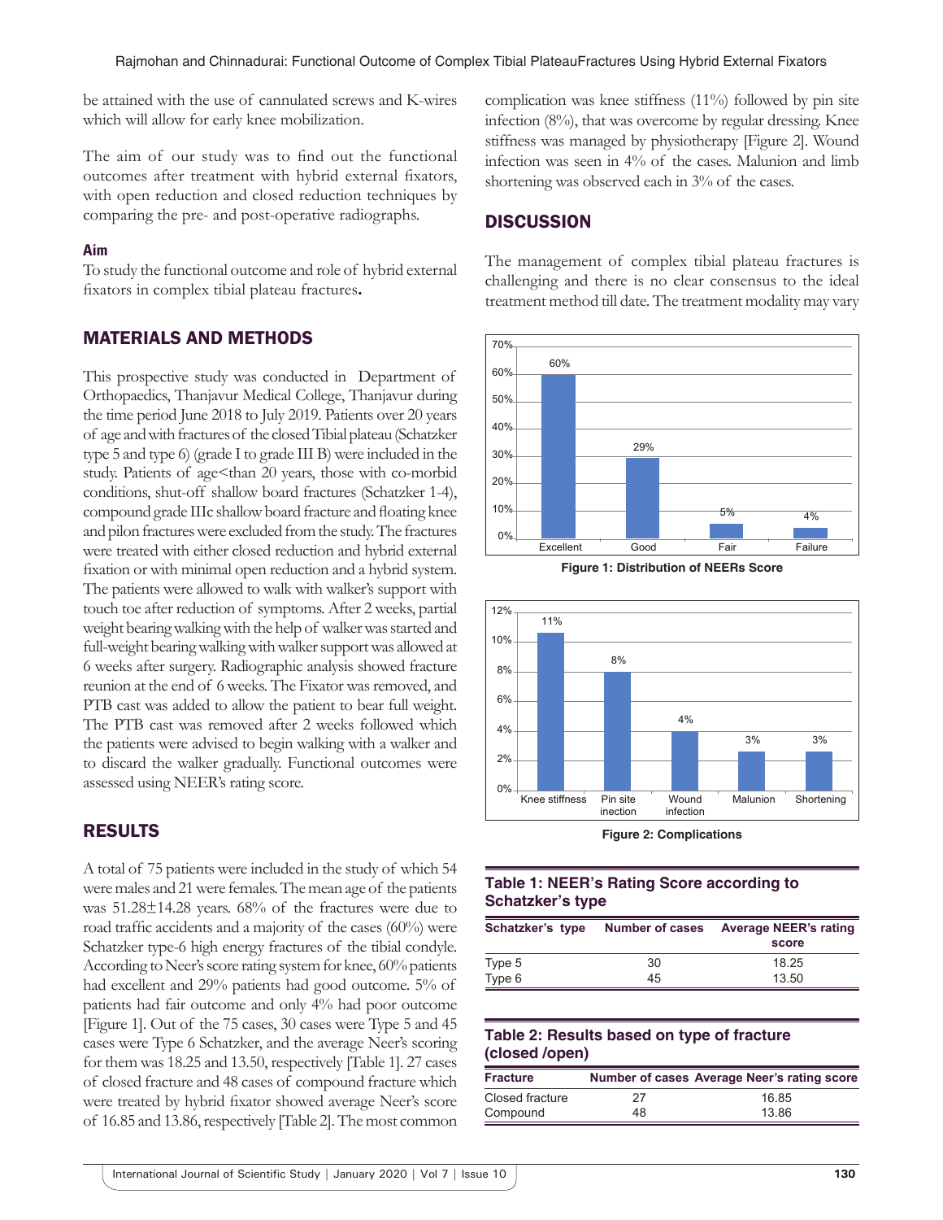be attained with the use of cannulated screws and K-wires which will allow for early knee mobilization.

The aim of our study was to find out the functional outcomes after treatment with hybrid external fixators, with open reduction and closed reduction techniques by comparing the pre- and post-operative radiographs.

### Aim

To study the functional outcome and role of hybrid external fixators in complex tibial plateau fractures.

## MATERIALS AND METHODS

This prospective study was conducted in Department of Orthopaedics, Thanjavur Medical College, Thanjavur during the time period June 2018 to July 2019. Patients over 20 years of age and with fractures of the closed Tibial plateau (Schatzker type 5 and type 6) (grade I to grade III B) were included in the study. Patients of age<than 20 years, those with co-morbid conditions, shut-off shallow board fractures (Schatzker 1-4), compound grade IIIc shallow board fracture and floating knee and pilon fractures were excluded from the study. The fractures were treated with either closed reduction and hybrid external fixation or with minimal open reduction and a hybrid system. The patients were allowed to walk with walker's support with touch toe after reduction of symptoms. After 2 weeks, partial weight bearing walking with the help of walker was started and full-weight bearing walking with walker support was allowed at 6 weeks after surgery. Radiographic analysis showed fracture reunion at the end of 6 weeks. The Fixator was removed, and PTB cast was added to allow the patient to bear full weight. The PTB cast was removed after 2 weeks followed which the patients were advised to begin walking with a walker and to discard the walker gradually. Functional outcomes were assessed using NEER's rating score.

## RESULTS

A total of 75 patients were included in the study of which 54 were males and 21 were females. The mean age of the patients was 51.28±14.28 years. 68% of the fractures were due to road traffic accidents and a majority of the cases (60%) were Schatzker type-6 high energy fractures of the tibial condyle. According to Neer's score rating system for knee, 60% patients had excellent and 29% patients had good outcome. 5% of patients had fair outcome and only 4% had poor outcome [Figure 1]. Out of the 75 cases, 30 cases were Type 5 and 45 cases were Type 6 Schatzker, and the average Neer's scoring for them was 18.25 and 13.50, respectively [Table 1]. 27 cases of closed fracture and 48 cases of compound fracture which were treated by hybrid fixator showed average Neer's score of 16.85 and 13.86, respectively [Table 2]. The most common complication was knee stiffness (11%) followed by pin site infection (8%), that was overcome by regular dressing. Knee stiffness was managed by physiotherapy [Figure 2]. Wound infection was seen in 4% of the cases. Malunion and limb shortening was observed each in 3% of the cases.

## DISCUSSION

The management of complex tibial plateau fractures is challenging and there is no clear consensus to the ideal treatment method till date. The treatment modality may vary

| Category | Percentage |
|---|---|
| Excellent | 60% |
| Good | 29% |
| Fair | 5% |
| Failure | 4% |

**Figure 1: Distribution of NEERs Score**

| Complication | Percentage |
|---|---|
| Knee stiffness | 11% |
| Pin site inection | 8% |
| Wound infection | 4% |
| Malunion | 3% |
| Shortening | 3% |

**Figure 2: Complications**

**Table 1: NEER's Rating Score according to Schatzker's type**

| Schatzker's type | Number of cases | Average NEER's rating score |
|---|---|---|
| Type 5 | 30 | 18.25 |
| Type 6 | 45 | 13.50 |

**Table 2: Results based on type of fracture (closed /open)**

| Fracture | Number of cases | Average Neer's rating score |
|---|---|---|
| Closed fracture | 27 | 16.85 |
| Compound | 48 | 13.86 |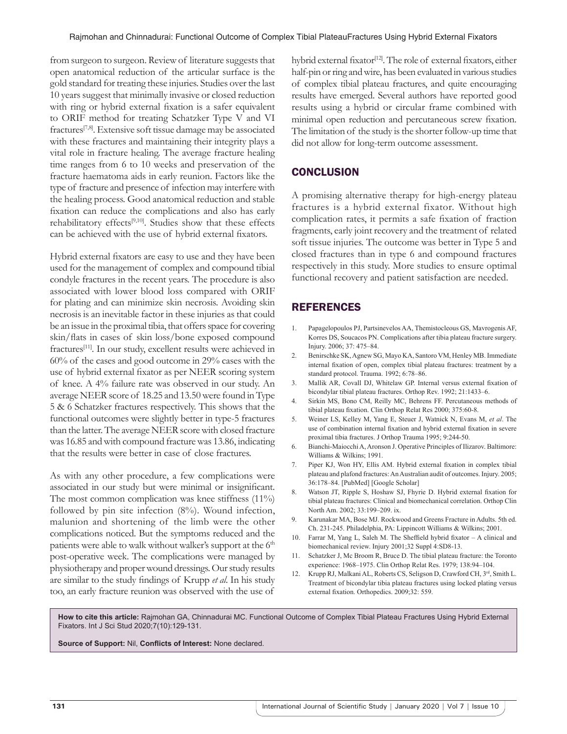from surgeon to surgeon. Review of literature suggests that open anatomical reduction of the articular surface is the gold standard for treating these injuries. Studies over the last 10 years suggest that minimally invasive or closed reduction with ring or hybrid external fixation is a safer equivalent to ORIF method for treating Schatzker Type V and VI fractures[7,8]. Extensive soft tissue damage may be associated with these fractures and maintaining their integrity plays a vital role in fracture healing. The average fracture healing time ranges from 6 to 10 weeks and preservation of the fracture haematoma aids in early reunion. Factors like the type of fracture and presence of infection may interfere with the healing process. Good anatomical reduction and stable fixation can reduce the complications and also has early rehabilitatory effects[9,10]. Studies show that these effects can be achieved with the use of hybrid external fixators.

Hybrid external fixators are easy to use and they have been used for the management of complex and compound tibial condyle fractures in the recent years. The procedure is also associated with lower blood loss compared with ORIF for plating and can minimize skin necrosis. Avoiding skin necrosis is an inevitable factor in these injuries as that could be an issue in the proximal tibia, that offers space for covering skin/flats in cases of skin loss/bone exposed compound fractures[11]. In our study, excellent results were achieved in 60% of the cases and good outcome in 29% cases with the use of hybrid external fixator as per NEER scoring system of knee. A 4% failure rate was observed in our study. An average NEER score of 18.25 and 13.50 were found in Type 5 & 6 Schatzker fractures respectively. This shows that the functional outcomes were slightly better in type-5 fractures than the latter. The average NEER score with closed fracture was 16.85 and with compound fracture was 13.86, indicating that the results were better in case of close fractures.

As with any other procedure, a few complications were associated in our study but were minimal or insignificant. The most common complication was knee stiffness (11%) followed by pin site infection (8%). Wound infection, malunion and shortening of the limb were the other complications noticed. But the symptoms reduced and the patients were able to walk without walker's support at the 6th post-operative week. The complications were managed by physiotherapy and proper wound dressings. Our study results are similar to the study findings of Krupp *et al*. In his study too, an early fracture reunion was observed with the use of hybrid external fixator[12]. The role of external fixators, either half-pin or ring and wire, has been evaluated in various studies of complex tibial plateau fractures, and quite encouraging results have emerged. Several authors have reported good results using a hybrid or circular frame combined with minimal open reduction and percutaneous screw fixation. The limitation of the study is the shorter follow-up time that did not allow for long-term outcome assessment.

## CONCLUSION

A promising alternative therapy for high-energy plateau fractures is a hybrid external fixator. Without high complication rates, it permits a safe fixation of fraction fragments, early joint recovery and the treatment of related soft tissue injuries. The outcome was better in Type 5 and closed fractures than in type 6 and compound fractures respectively in this study. More studies to ensure optimal functional recovery and patient satisfaction are needed.

## REFERENCES

1. Papagelopoulos PJ, Partsinevelos AA, Themistocleous GS, Mavrogenis AF, Korres DS, Soucacos PN. Complications after tibia plateau fracture surgery. Injury. 2006; 37: 475–84.
2. Benirschke SK, Agnew SG, Mayo KA, Santoro VM, Henley MB. Immediate internal fixation of open, complex tibial plateau fractures: treatment by a standard protocol. Trauma. 1992; 6:78–86.
3. Mallik AR, Covall DJ, Whitelaw GP. Internal versus external fixation of bicondylar tibial plateau fractures. Orthop Rev. 1992; 21:1433–6.
4. Sirkin MS, Bono CM, Reilly MC, Behrens FF. Percutaneous methods of tibial plateau fixation. Clin Orthop Relat Res 2000; 375:60-8.
5. Weiner LS, Kelley M, Yang E, Steuer J, Watnick N, Evans M, *et al*. The use of combination internal fixation and hybrid external fixation in severe proximal tibia fractures. J Orthop Trauma 1995; 9:244-50.
6. Bianchi-Maiocchi A, Aronson J. Operative Principles of Ilizarov. Baltimore: Williams & Wilkins; 1991.
7. Piper KJ, Won HY, Ellis AM. Hybrid external fixation in complex tibial plateau and plafond fractures: An Australian audit of outcomes. Injury. 2005; 36:178–84. [PubMed] [Google Scholar]
8. Watson JT, Ripple S, Hoshaw SJ, Fhyrie D. Hybrid external fixation for tibial plateau fractures: Clinical and biomechanical correlation. Orthop Clin North Am. 2002; 33:199–209. ix.
9. Karunakar MA, Bose MJ. Rockwood and Greens Fracture in Adults. 5th ed. Ch. 231-245. Philadelphia, PA: Lippincott Williams & Wilkins; 2001.
10. Farrar M, Yang L, Saleh M. The Sheffield hybrid fixator – A clinical and biomechanical review. Injury 2001;32 Suppl 4:SD8-13.
11. Schatzker J, Mc Broom R, Bruce D. The tibial plateau fracture: the Toronto experience: 1968–1975. Clin Orthop Relat Res. 1979; 138:94–104.
12. Krupp RJ, Malkani AL, Roberts CS, Seligson D, Crawford CH, 3rd, Smith L. Treatment of bicondylar tibia plateau fractures using locked plating versus external fixation. Orthopedics. 2009;32: 559.

**How to cite this article:** Rajmohan GA, Chinnadurai MC. Functional Outcome of Complex Tibial Plateau Fractures Using Hybrid External Fixators. Int J Sci Stud 2020;7(10):129-131.

**Source of Support:** Nil, **Conflicts of Interest:** None declared.